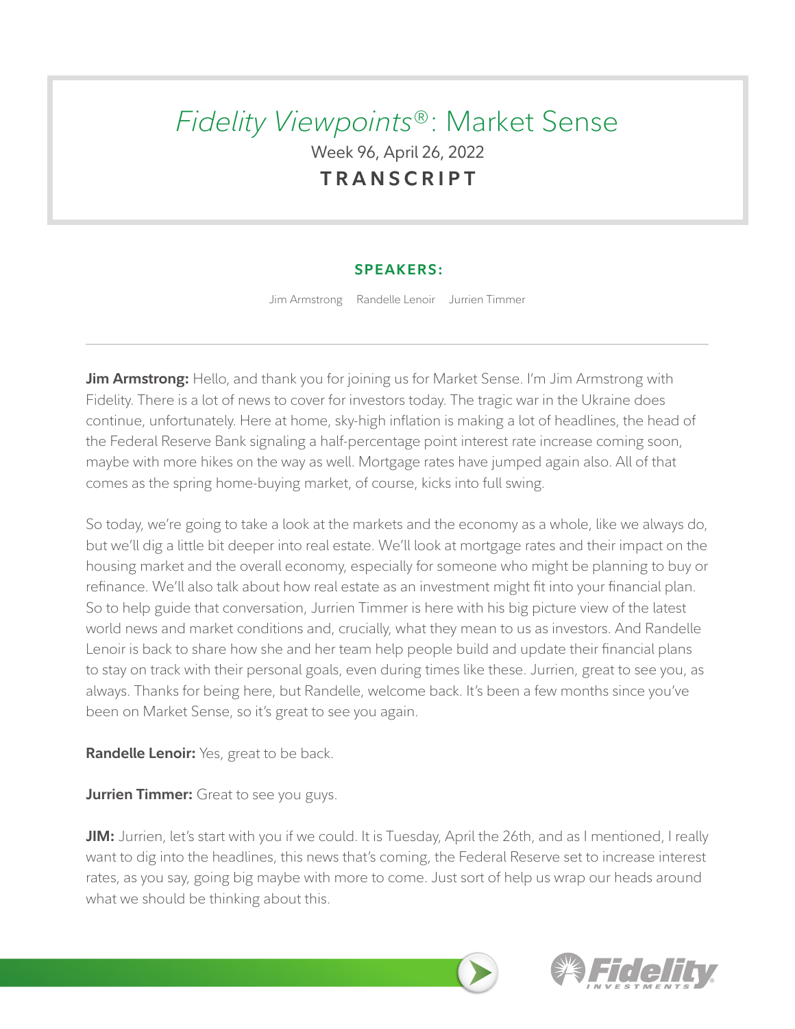# *Fidelity Viewpoints®*: Market Sense

Week 96, April 26, 2022

**TRANSCRIPT**

**SPEAKERS:**

Jim Armstrong    Randelle Lenoir    Jurrien Timmer

---

**Jim Armstrong:** Hello, and thank you for joining us for Market Sense. I'm Jim Armstrong with Fidelity. There is a lot of news to cover for investors today. The tragic war in the Ukraine does continue, unfortunately. Here at home, sky-high inflation is making a lot of headlines, the head of the Federal Reserve Bank signaling a half-percentage point interest rate increase coming soon, maybe with more hikes on the way as well. Mortgage rates have jumped again also. All of that comes as the spring home-buying market, of course, kicks into full swing.

So today, we're going to take a look at the markets and the economy as a whole, like we always do, but we'll dig a little bit deeper into real estate. We'll look at mortgage rates and their impact on the housing market and the overall economy, especially for someone who might be planning to buy or refinance. We'll also talk about how real estate as an investment might fit into your financial plan. So to help guide that conversation, Jurrien Timmer is here with his big picture view of the latest world news and market conditions and, crucially, what they mean to us as investors. And Randelle Lenoir is back to share how she and her team help people build and update their financial plans to stay on track with their personal goals, even during times like these. Jurrien, great to see you, as always. Thanks for being here, but Randelle, welcome back. It's been a few months since you've been on Market Sense, so it's great to see you again.

**Randelle Lenoir:** Yes, great to be back.

**Jurrien Timmer:** Great to see you guys.

**JIM:** Jurrien, let's start with you if we could. It is Tuesday, April the 26th, and as I mentioned, I really want to dig into the headlines, this news that's coming, the Federal Reserve set to increase interest rates, as you say, going big maybe with more to come. Just sort of help us wrap our heads around what we should be thinking about this.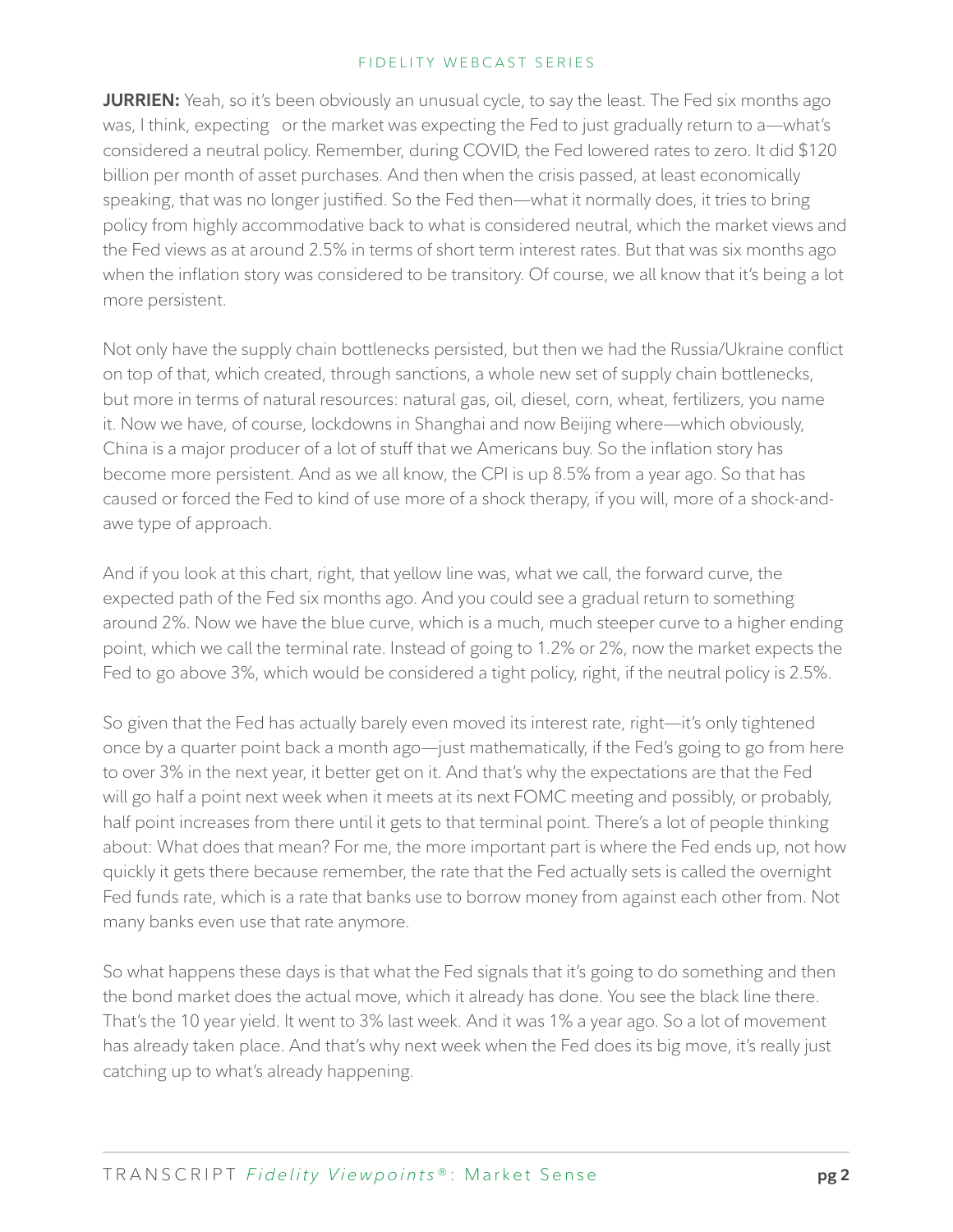**JURRIEN:** Yeah, so it's been obviously an unusual cycle, to say the least. The Fed six months ago was, I think, expecting or the market was expecting the Fed to just gradually return to a—what's considered a neutral policy. Remember, during COVID, the Fed lowered rates to zero. It did $120 billion per month of asset purchases. And then when the crisis passed, at least economically speaking, that was no longer justified. So the Fed then—what it normally does, it tries to bring policy from highly accommodative back to what is considered neutral, which the market views and the Fed views as at around 2.5% in terms of short term interest rates. But that was six months ago when the inflation story was considered to be transitory. Of course, we all know that it's being a lot more persistent.

Not only have the supply chain bottlenecks persisted, but then we had the Russia/Ukraine conflict on top of that, which created, through sanctions, a whole new set of supply chain bottlenecks, but more in terms of natural resources: natural gas, oil, diesel, corn, wheat, fertilizers, you name it. Now we have, of course, lockdowns in Shanghai and now Beijing where—which obviously, China is a major producer of a lot of stuff that we Americans buy. So the inflation story has become more persistent. And as we all know, the CPI is up 8.5% from a year ago. So that has caused or forced the Fed to kind of use more of a shock therapy, if you will, more of a shock-and-awe type of approach.

And if you look at this chart, right, that yellow line was, what we call, the forward curve, the expected path of the Fed six months ago. And you could see a gradual return to something around 2%. Now we have the blue curve, which is a much, much steeper curve to a higher ending point, which we call the terminal rate. Instead of going to 1.2% or 2%, now the market expects the Fed to go above 3%, which would be considered a tight policy, right, if the neutral policy is 2.5%.

So given that the Fed has actually barely even moved its interest rate, right—it's only tightened once by a quarter point back a month ago—just mathematically, if the Fed's going to go from here to over 3% in the next year, it better get on it. And that's why the expectations are that the Fed will go half a point next week when it meets at its next FOMC meeting and possibly, or probably, half point increases from there until it gets to that terminal point. There's a lot of people thinking about: What does that mean? For me, the more important part is where the Fed ends up, not how quickly it gets there because remember, the rate that the Fed actually sets is called the overnight Fed funds rate, which is a rate that banks use to borrow money from against each other from. Not many banks even use that rate anymore.

So what happens these days is that what the Fed signals that it's going to do something and then the bond market does the actual move, which it already has done. You see the black line there. That's the 10 year yield. It went to 3% last week. And it was 1% a year ago. So a lot of movement has already taken place. And that's why next week when the Fed does its big move, it's really just catching up to what's already happening.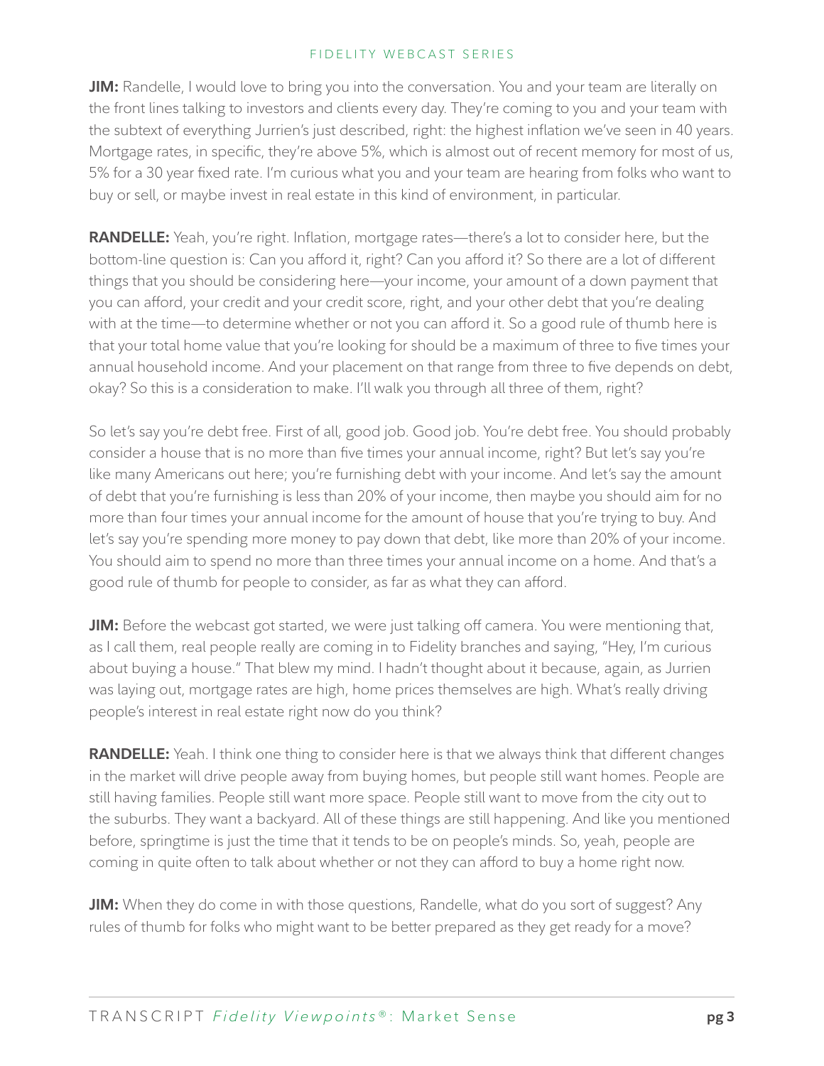**JIM:** Randelle, I would love to bring you into the conversation. You and your team are literally on the front lines talking to investors and clients every day. They're coming to you and your team with the subtext of everything Jurrien's just described, right: the highest inflation we've seen in 40 years. Mortgage rates, in specific, they're above 5%, which is almost out of recent memory for most of us, 5% for a 30 year fixed rate. I'm curious what you and your team are hearing from folks who want to buy or sell, or maybe invest in real estate in this kind of environment, in particular.

**RANDELLE:** Yeah, you're right. Inflation, mortgage rates—there's a lot to consider here, but the bottom-line question is: Can you afford it, right? Can you afford it? So there are a lot of different things that you should be considering here—your income, your amount of a down payment that you can afford, your credit and your credit score, right, and your other debt that you're dealing with at the time—to determine whether or not you can afford it. So a good rule of thumb here is that your total home value that you're looking for should be a maximum of three to five times your annual household income. And your placement on that range from three to five depends on debt, okay? So this is a consideration to make. I'll walk you through all three of them, right?

So let's say you're debt free. First of all, good job. Good job. You're debt free. You should probably consider a house that is no more than five times your annual income, right? But let's say you're like many Americans out here; you're furnishing debt with your income. And let's say the amount of debt that you're furnishing is less than 20% of your income, then maybe you should aim for no more than four times your annual income for the amount of house that you're trying to buy. And let's say you're spending more money to pay down that debt, like more than 20% of your income. You should aim to spend no more than three times your annual income on a home. And that's a good rule of thumb for people to consider, as far as what they can afford.

**JIM:** Before the webcast got started, we were just talking off camera. You were mentioning that, as I call them, real people really are coming in to Fidelity branches and saying, "Hey, I'm curious about buying a house." That blew my mind. I hadn't thought about it because, again, as Jurrien was laying out, mortgage rates are high, home prices themselves are high. What's really driving people's interest in real estate right now do you think?

**RANDELLE:** Yeah. I think one thing to consider here is that we always think that different changes in the market will drive people away from buying homes, but people still want homes. People are still having families. People still want more space. People still want to move from the city out to the suburbs. They want a backyard. All of these things are still happening. And like you mentioned before, springtime is just the time that it tends to be on people's minds. So, yeah, people are coming in quite often to talk about whether or not they can afford to buy a home right now.

**JIM:** When they do come in with those questions, Randelle, what do you sort of suggest? Any rules of thumb for folks who might want to be better prepared as they get ready for a move?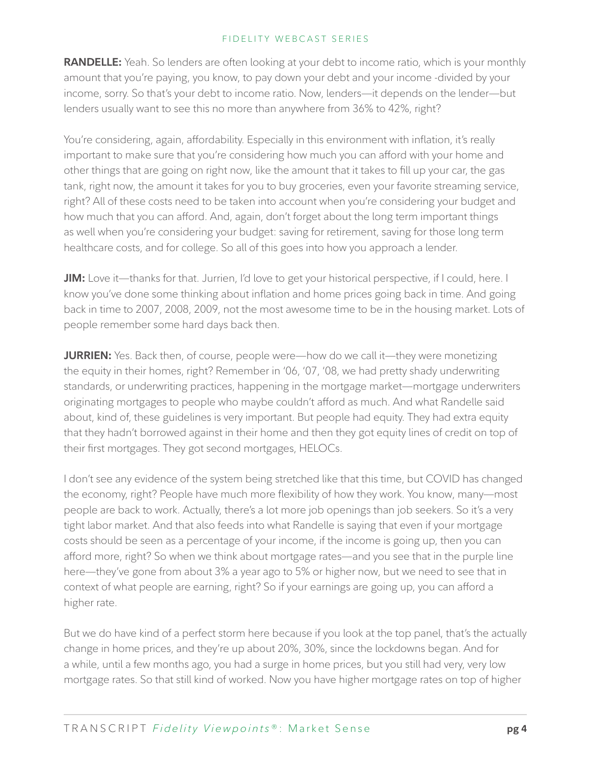**RANDELLE:** Yeah. So lenders are often looking at your debt to income ratio, which is your monthly amount that you're paying, you know, to pay down your debt and your income -divided by your income, sorry. So that's your debt to income ratio. Now, lenders—it depends on the lender—but lenders usually want to see this no more than anywhere from 36% to 42%, right?

You're considering, again, affordability. Especially in this environment with inflation, it's really important to make sure that you're considering how much you can afford with your home and other things that are going on right now, like the amount that it takes to fill up your car, the gas tank, right now, the amount it takes for you to buy groceries, even your favorite streaming service, right? All of these costs need to be taken into account when you're considering your budget and how much that you can afford. And, again, don't forget about the long term important things as well when you're considering your budget: saving for retirement, saving for those long term healthcare costs, and for college. So all of this goes into how you approach a lender.

**JIM:** Love it—thanks for that. Jurrien, I'd love to get your historical perspective, if I could, here. I know you've done some thinking about inflation and home prices going back in time. And going back in time to 2007, 2008, 2009, not the most awesome time to be in the housing market. Lots of people remember some hard days back then.

**JURRIEN:** Yes. Back then, of course, people were—how do we call it—they were monetizing the equity in their homes, right? Remember in '06, '07, '08, we had pretty shady underwriting standards, or underwriting practices, happening in the mortgage market—mortgage underwriters originating mortgages to people who maybe couldn't afford as much. And what Randelle said about, kind of, these guidelines is very important. But people had equity. They had extra equity that they hadn't borrowed against in their home and then they got equity lines of credit on top of their first mortgages. They got second mortgages, HELOCs.

I don't see any evidence of the system being stretched like that this time, but COVID has changed the economy, right? People have much more flexibility of how they work. You know, many—most people are back to work. Actually, there's a lot more job openings than job seekers. So it's a very tight labor market. And that also feeds into what Randelle is saying that even if your mortgage costs should be seen as a percentage of your income, if the income is going up, then you can afford more, right? So when we think about mortgage rates—and you see that in the purple line here—they've gone from about 3% a year ago to 5% or higher now, but we need to see that in context of what people are earning, right? So if your earnings are going up, you can afford a higher rate.

But we do have kind of a perfect storm here because if you look at the top panel, that's the actually change in home prices, and they're up about 20%, 30%, since the lockdowns began. And for a while, until a few months ago, you had a surge in home prices, but you still had very, very low mortgage rates. So that still kind of worked. Now you have higher mortgage rates on top of higher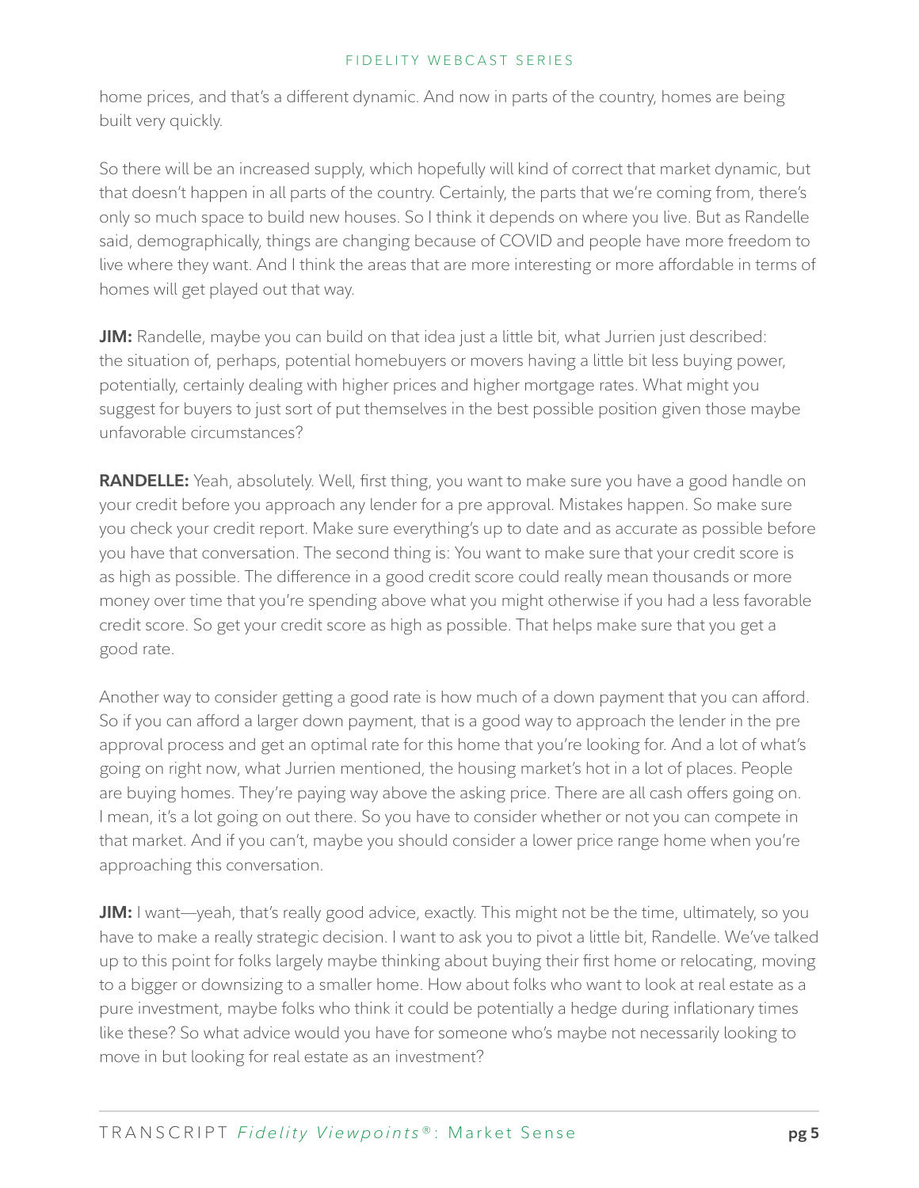home prices, and that's a different dynamic. And now in parts of the country, homes are being built very quickly.

So there will be an increased supply, which hopefully will kind of correct that market dynamic, but that doesn't happen in all parts of the country. Certainly, the parts that we're coming from, there's only so much space to build new houses. So I think it depends on where you live. But as Randelle said, demographically, things are changing because of COVID and people have more freedom to live where they want. And I think the areas that are more interesting or more affordable in terms of homes will get played out that way.

**JIM:** Randelle, maybe you can build on that idea just a little bit, what Jurrien just described: the situation of, perhaps, potential homebuyers or movers having a little bit less buying power, potentially, certainly dealing with higher prices and higher mortgage rates. What might you suggest for buyers to just sort of put themselves in the best possible position given those maybe unfavorable circumstances?

**RANDELLE:** Yeah, absolutely. Well, first thing, you want to make sure you have a good handle on your credit before you approach any lender for a pre approval. Mistakes happen. So make sure you check your credit report. Make sure everything's up to date and as accurate as possible before you have that conversation. The second thing is: You want to make sure that your credit score is as high as possible. The difference in a good credit score could really mean thousands or more money over time that you're spending above what you might otherwise if you had a less favorable credit score. So get your credit score as high as possible. That helps make sure that you get a good rate.

Another way to consider getting a good rate is how much of a down payment that you can afford. So if you can afford a larger down payment, that is a good way to approach the lender in the pre approval process and get an optimal rate for this home that you're looking for. And a lot of what's going on right now, what Jurrien mentioned, the housing market's hot in a lot of places. People are buying homes. They're paying way above the asking price. There are all cash offers going on. I mean, it's a lot going on out there. So you have to consider whether or not you can compete in that market. And if you can't, maybe you should consider a lower price range home when you're approaching this conversation.

**JIM:** I want—yeah, that's really good advice, exactly. This might not be the time, ultimately, so you have to make a really strategic decision. I want to ask you to pivot a little bit, Randelle. We've talked up to this point for folks largely maybe thinking about buying their first home or relocating, moving to a bigger or downsizing to a smaller home. How about folks who want to look at real estate as a pure investment, maybe folks who think it could be potentially a hedge during inflationary times like these? So what advice would you have for someone who's maybe not necessarily looking to move in but looking for real estate as an investment?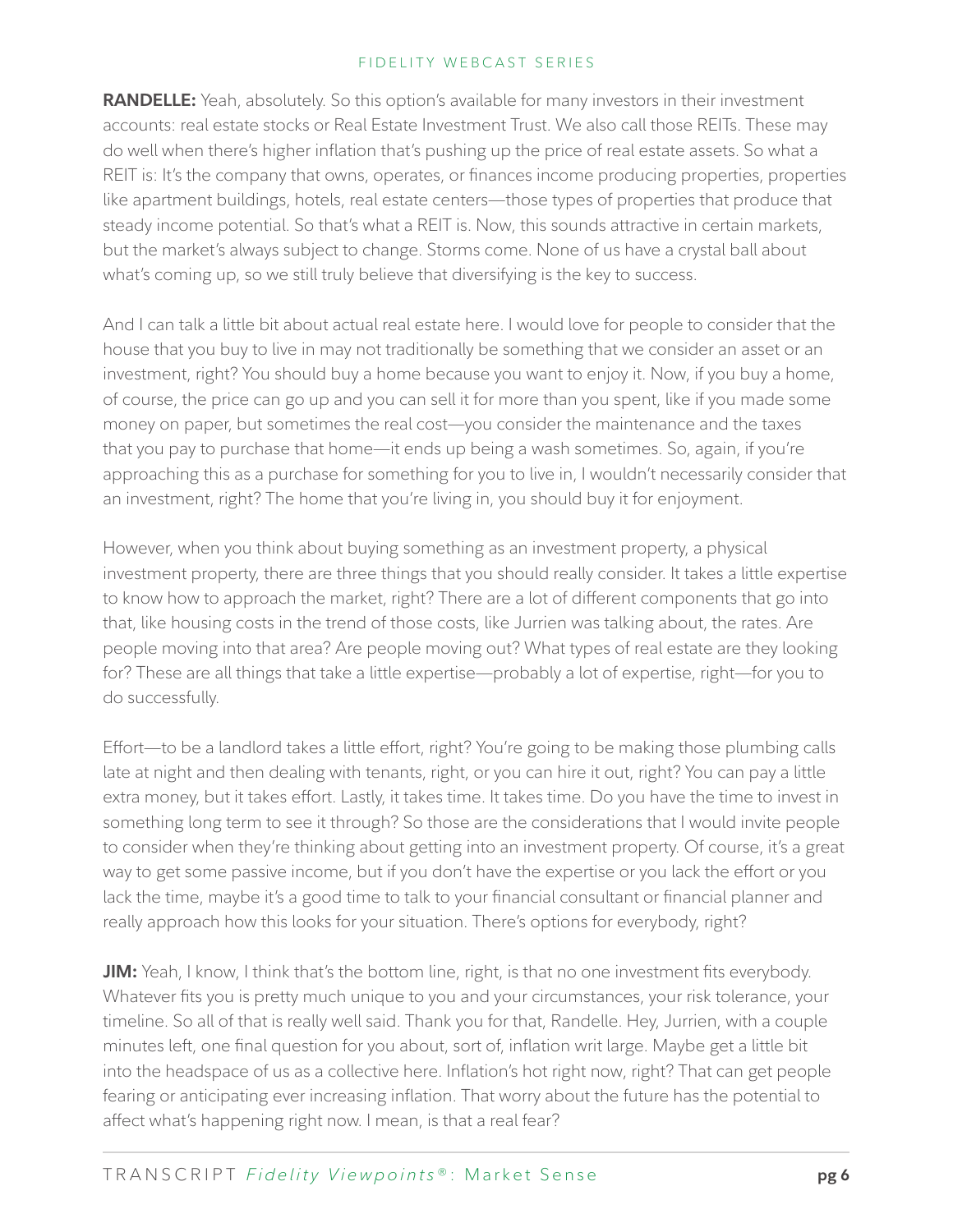**RANDELLE:** Yeah, absolutely. So this option's available for many investors in their investment accounts: real estate stocks or Real Estate Investment Trust. We also call those REITs. These may do well when there's higher inflation that's pushing up the price of real estate assets. So what a REIT is: It's the company that owns, operates, or finances income producing properties, properties like apartment buildings, hotels, real estate centers—those types of properties that produce that steady income potential. So that's what a REIT is. Now, this sounds attractive in certain markets, but the market's always subject to change. Storms come. None of us have a crystal ball about what's coming up, so we still truly believe that diversifying is the key to success.

And I can talk a little bit about actual real estate here. I would love for people to consider that the house that you buy to live in may not traditionally be something that we consider an asset or an investment, right? You should buy a home because you want to enjoy it. Now, if you buy a home, of course, the price can go up and you can sell it for more than you spent, like if you made some money on paper, but sometimes the real cost—you consider the maintenance and the taxes that you pay to purchase that home—it ends up being a wash sometimes. So, again, if you're approaching this as a purchase for something for you to live in, I wouldn't necessarily consider that an investment, right? The home that you're living in, you should buy it for enjoyment.

However, when you think about buying something as an investment property, a physical investment property, there are three things that you should really consider. It takes a little expertise to know how to approach the market, right? There are a lot of different components that go into that, like housing costs in the trend of those costs, like Jurrien was talking about, the rates. Are people moving into that area? Are people moving out? What types of real estate are they looking for? These are all things that take a little expertise—probably a lot of expertise, right—for you to do successfully.

Effort—to be a landlord takes a little effort, right? You're going to be making those plumbing calls late at night and then dealing with tenants, right, or you can hire it out, right? You can pay a little extra money, but it takes effort. Lastly, it takes time. It takes time. Do you have the time to invest in something long term to see it through? So those are the considerations that I would invite people to consider when they're thinking about getting into an investment property. Of course, it's a great way to get some passive income, but if you don't have the expertise or you lack the effort or you lack the time, maybe it's a good time to talk to your financial consultant or financial planner and really approach how this looks for your situation. There's options for everybody, right?

**JIM:** Yeah, I know, I think that's the bottom line, right, is that no one investment fits everybody. Whatever fits you is pretty much unique to you and your circumstances, your risk tolerance, your timeline. So all of that is really well said. Thank you for that, Randelle. Hey, Jurrien, with a couple minutes left, one final question for you about, sort of, inflation writ large. Maybe get a little bit into the headspace of us as a collective here. Inflation's hot right now, right? That can get people fearing or anticipating ever increasing inflation. That worry about the future has the potential to affect what's happening right now. I mean, is that a real fear?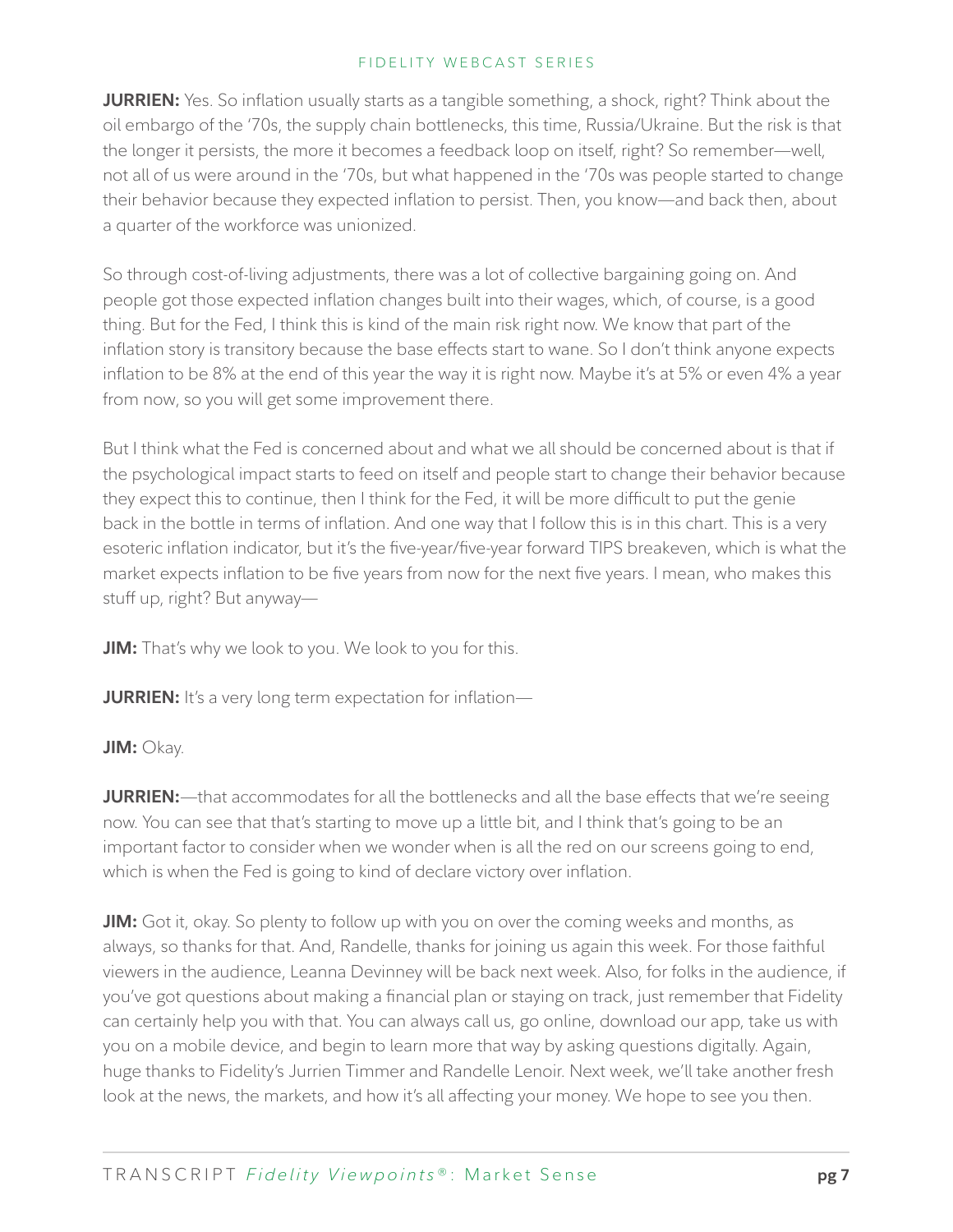**JURRIEN:** Yes. So inflation usually starts as a tangible something, a shock, right? Think about the oil embargo of the '70s, the supply chain bottlenecks, this time, Russia/Ukraine. But the risk is that the longer it persists, the more it becomes a feedback loop on itself, right? So remember—well, not all of us were around in the '70s, but what happened in the '70s was people started to change their behavior because they expected inflation to persist. Then, you know—and back then, about a quarter of the workforce was unionized.

So through cost-of-living adjustments, there was a lot of collective bargaining going on. And people got those expected inflation changes built into their wages, which, of course, is a good thing. But for the Fed, I think this is kind of the main risk right now. We know that part of the inflation story is transitory because the base effects start to wane. So I don't think anyone expects inflation to be 8% at the end of this year the way it is right now. Maybe it's at 5% or even 4% a year from now, so you will get some improvement there.

But I think what the Fed is concerned about and what we all should be concerned about is that if the psychological impact starts to feed on itself and people start to change their behavior because they expect this to continue, then I think for the Fed, it will be more difficult to put the genie back in the bottle in terms of inflation. And one way that I follow this is in this chart. This is a very esoteric inflation indicator, but it's the five-year/five-year forward TIPS breakeven, which is what the market expects inflation to be five years from now for the next five years. I mean, who makes this stuff up, right? But anyway—

**JIM:** That's why we look to you. We look to you for this.

**JURRIEN:** It's a very long term expectation for inflation—

**JIM:** Okay.

**JURRIEN:**—that accommodates for all the bottlenecks and all the base effects that we're seeing now. You can see that that's starting to move up a little bit, and I think that's going to be an important factor to consider when we wonder when is all the red on our screens going to end, which is when the Fed is going to kind of declare victory over inflation.

**JIM:** Got it, okay. So plenty to follow up with you on over the coming weeks and months, as always, so thanks for that. And, Randelle, thanks for joining us again this week. For those faithful viewers in the audience, Leanna Devinney will be back next week. Also, for folks in the audience, if you've got questions about making a financial plan or staying on track, just remember that Fidelity can certainly help you with that. You can always call us, go online, download our app, take us with you on a mobile device, and begin to learn more that way by asking questions digitally. Again, huge thanks to Fidelity's Jurrien Timmer and Randelle Lenoir. Next week, we'll take another fresh look at the news, the markets, and how it's all affecting your money. We hope to see you then.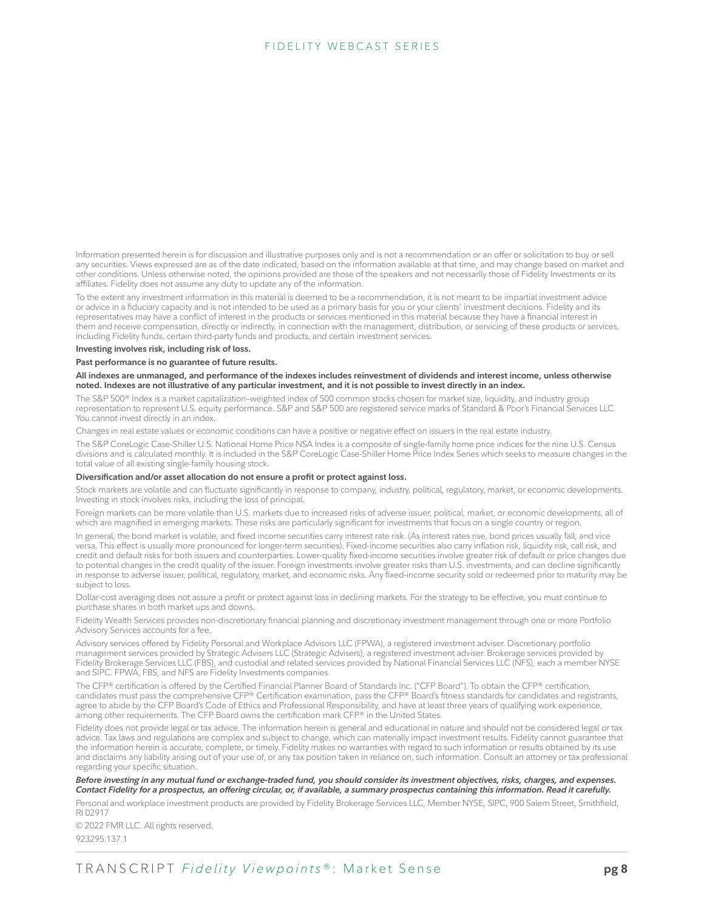Information presented herein is for discussion and illustrative purposes only and is not a recommendation or an offer or solicitation to buy or sell any securities. Views expressed are as of the date indicated, based on the information available at that time, and may change based on market and other conditions. Unless otherwise noted, the opinions provided are those of the speakers and not necessarily those of Fidelity Investments or its affiliates. Fidelity does not assume any duty to update any of the information.

To the extent any investment information in this material is deemed to be a recommendation, it is not meant to be impartial investment advice or advice in a fiduciary capacity and is not intended to be used as a primary basis for you or your clients' investment decisions. Fidelity and its representatives may have a conflict of interest in the products or services mentioned in this material because they have a financial interest in them and receive compensation, directly or indirectly, in connection with the management, distribution, or servicing of these products or services, including Fidelity funds, certain third-party funds and products, and certain investment services.

**Investing involves risk, including risk of loss.**

**Past performance is no guarantee of future results.**

**All indexes are unmanaged, and performance of the indexes includes reinvestment of dividends and interest income, unless otherwise noted. Indexes are not illustrative of any particular investment, and it is not possible to invest directly in an index.**

The S&P 500® Index is a market capitalization–weighted index of 500 common stocks chosen for market size, liquidity, and industry group representation to represent U.S. equity performance. S&P and S&P 500 are registered service marks of Standard & Poor's Financial Services LLC. You cannot invest directly in an index.

Changes in real estate values or economic conditions can have a positive or negative effect on issuers in the real estate industry.

The S&P CoreLogic Case-Shiller U.S. National Home Price NSA Index is a composite of single-family home price indices for the nine U.S. Census divisions and is calculated monthly. It is included in the S&P CoreLogic Case-Shiller Home Price Index Series which seeks to measure changes in the total value of all existing single-family housing stock.

**Diversification and/or asset allocation do not ensure a profit or protect against loss.**

Stock markets are volatile and can fluctuate significantly in response to company, industry, political, regulatory, market, or economic developments. Investing in stock involves risks, including the loss of principal.

Foreign markets can be more volatile than U.S. markets due to increased risks of adverse issuer, political, market, or economic developments, all of which are magnified in emerging markets. These risks are particularly significant for investments that focus on a single country or region.

In general, the bond market is volatile, and fixed income securities carry interest rate risk. (As interest rates rise, bond prices usually fall, and vice versa. This effect is usually more pronounced for longer-term securities). Fixed-income securities also carry inflation risk, liquidity risk, call risk, and credit and default risks for both issuers and counterparties. Lower-quality fixed-income securities involve greater risk of default or price changes due to potential changes in the credit quality of the issuer. Foreign investments involve greater risks than U.S. investments, and can decline significantly in response to adverse issuer, political, regulatory, market, and economic risks. Any fixed-income security sold or redeemed prior to maturity may be subject to loss.

Dollar-cost averaging does not assure a profit or protect against loss in declining markets. For the strategy to be effective, you must continue to purchase shares in both market ups and downs.

Fidelity Wealth Services provides non-discretionary financial planning and discretionary investment management through one or more Portfolio Advisory Services accounts for a fee.

Advisory services offered by Fidelity Personal and Workplace Advisors LLC (FPWA), a registered investment adviser. Discretionary portfolio management services provided by Strategic Advisers LLC (Strategic Advisers), a registered investment adviser. Brokerage services provided by Fidelity Brokerage Services LLC (FBS), and custodial and related services provided by National Financial Services LLC (NFS), each a member NYSE and SIPC. FPWA, FBS, and NFS are Fidelity Investments companies.

The CFP® certification is offered by the Certified Financial Planner Board of Standards Inc. ("CFP Board"). To obtain the CFP® certification, candidates must pass the comprehensive CFP® Certification examination, pass the CFP® Board's fitness standards for candidates and registrants, agree to abide by the CFP Board's Code of Ethics and Professional Responsibility, and have at least three years of qualifying work experience, among other requirements. The CFP Board owns the certification mark CFP® in the United States.

Fidelity does not provide legal or tax advice. The information herein is general and educational in nature and should not be considered legal or tax advice. Tax laws and regulations are complex and subject to change, which can materially impact investment results. Fidelity cannot guarantee that the information herein is accurate, complete, or timely. Fidelity makes no warranties with regard to such information or results obtained by its use and disclaims any liability arising out of your use of, or any tax position taken in reliance on, such information. Consult an attorney or tax professional regarding your specific situation.

***Before investing in any mutual fund or exchange-traded fund, you should consider its investment objectives, risks, charges, and expenses. Contact Fidelity for a prospectus, an offering circular, or, if available, a summary prospectus containing this information. Read it carefully.***

Personal and workplace investment products are provided by Fidelity Brokerage Services LLC, Member NYSE, SIPC, 900 Salem Street, Smithfield, RI 02917

© 2022 FMR LLC. All rights reserved.

923295.137.1